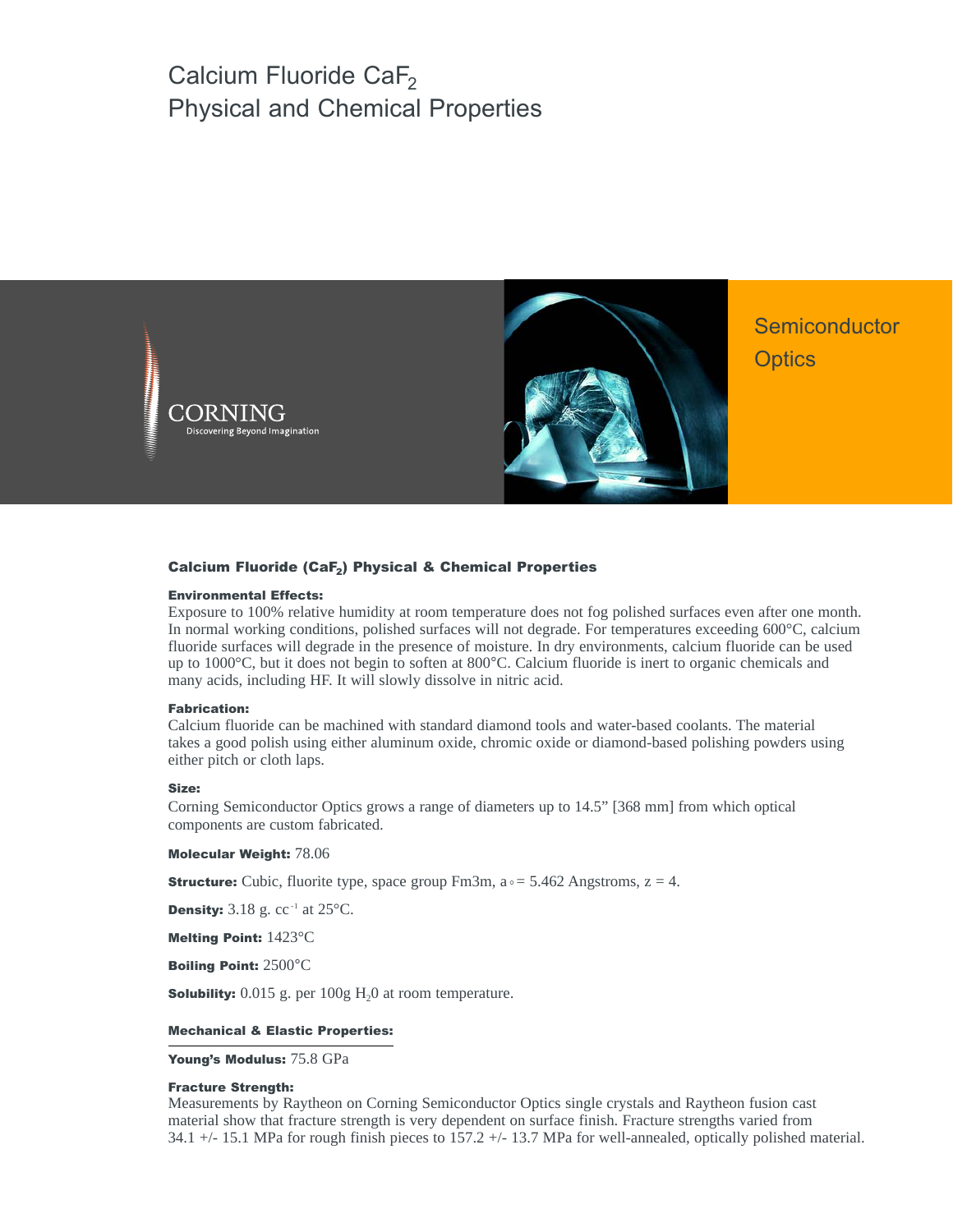# Calcium Fluoride $CaF_2$
# Physical and Chemical Properties

CORNING
Discovering Beyond Imagination

Semiconductor Optics

## Calcium Fluoride ($CaF_2$) Physical & Chemical Properties

**Environmental Effects:**
Exposure to 100% relative humidity at room temperature does not fog polished surfaces even after one month. In normal working conditions, polished surfaces will not degrade. For temperatures exceeding 600°C, calcium fluoride surfaces will degrade in the presence of moisture. In dry environments, calcium fluoride can be used up to 1000°C, but it does not begin to soften at 800°C. Calcium fluoride is inert to organic chemicals and many acids, including HF. It will slowly dissolve in nitric acid.

**Fabrication:**
Calcium fluoride can be machined with standard diamond tools and water-based coolants. The material takes a good polish using either aluminum oxide, chromic oxide or diamond-based polishing powders using either pitch or cloth laps.

**Size:**
Corning Semiconductor Optics grows a range of diameters up to 14.5" [368 mm] from which optical components are custom fabricated.

**Molecular Weight:** 78.06

**Structure:** Cubic, fluorite type, space group Fm3m, $a_{\circ}$ = 5.462 Angstroms, z = 4.

**Density:** 3.18 g. $cc^{-1}$ at 25°C.

**Melting Point:** 1423°C

**Boiling Point:** 2500°C

**Solubility:** 0.015 g. per 100g $H_20$ at room temperature.

**Mechanical & Elastic Properties:**

**Young's Modulus:** 75.8 GPa

**Fracture Strength:**
Measurements by Raytheon on Corning Semiconductor Optics single crystals and Raytheon fusion cast material show that fracture strength is very dependent on surface finish. Fracture strengths varied from 34.1 +/- 15.1 MPa for rough finish pieces to 157.2 +/- 13.7 MPa for well-annealed, optically polished material.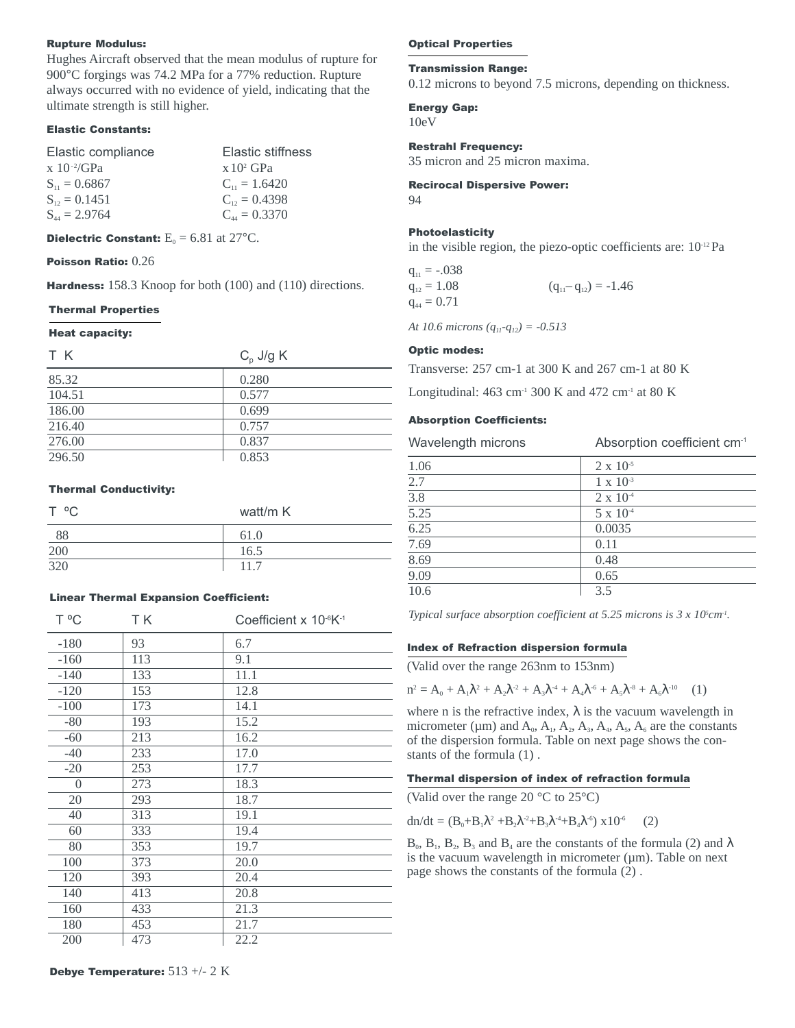#### Rupture Modulus:

Hughes Aircraft observed that the mean modulus of rupture for 900°C forgings was 74.2 MPa for a 77% reduction. Rupture always occurred with no evidence of yield, indicating that the ultimate strength is still higher.

#### Elastic Constants:

| Elastic compliance $\times 10^{-2}$/GPa | Elastic stiffness $\times 10^{2}$ GPa |
|---|---|
| $S_{11} = 0.6867$ | $C_{11} = 1.6420$ |
| $S_{12} = 0.1451$ | $C_{12} = 0.4398$ |
| $S_{44} = 2.9764$ | $C_{44} = 0.3370$ |

**Dielectric Constant:** $E_0 = 6.81$ at 27°C.

**Poisson Ratio:** 0.26

**Hardness:** 158.3 Knoop for both (100) and (110) directions.

### Thermal Properties

#### Heat capacity:

| T K | $C_p$ J/g K |
|---|---|
| 85.32 | 0.280 |
| 104.51 | 0.577 |
| 186.00 | 0.699 |
| 216.40 | 0.757 |
| 276.00 | 0.837 |
| 296.50 | 0.853 |

#### Thermal Conductivity:

| T °C | watt/m K |
|---|---|
| 88 | 61.0 |
| 200 | 16.5 |
| 320 | 11.7 |

#### Linear Thermal Expansion Coefficient:

| T °C | T K | Coefficient x $10^{-6}K^{-1}$ |
|---|---|---|
| -180 | 93 | 6.7 |
| -160 | 113 | 9.1 |
| -140 | 133 | 11.1 |
| -120 | 153 | 12.8 |
| -100 | 173 | 14.1 |
| -80 | 193 | 15.2 |
| -60 | 213 | 16.2 |
| -40 | 233 | 17.0 |
| -20 | 253 | 17.7 |
| 0 | 273 | 18.3 |
| 20 | 293 | 18.7 |
| 40 | 313 | 19.1 |
| 60 | 333 | 19.4 |
| 80 | 353 | 19.7 |
| 100 | 373 | 20.0 |
| 120 | 393 | 20.4 |
| 140 | 413 | 20.8 |
| 160 | 433 | 21.3 |
| 180 | 453 | 21.7 |
| 200 | 473 | 22.2 |

**Debye Temperature:** 513 +/- 2 K

### Optical Properties

#### Transmission Range:

0.12 microns to beyond 7.5 microns, depending on thickness.

#### Energy Gap:

10eV

#### Restrahl Frequency:

35 micron and 25 micron maxima.

#### Recirocal Dispersive Power:

94

#### Photoelasticity

in the visible region, the piezo-optic coefficients are: $10^{-12}$ Pa

$q_{11} = -.038$
$q_{12} = 1.08$ $\qquad (q_{11} - q_{12}) = -1.46$
$q_{44} = 0.71$

*At 10.6 microns $(q_{11}-q_{12}) = -0.513$*

#### Optic modes:

Transverse: 257 cm-1 at 300 K and 267 cm-1 at 80 K

Longitudinal: 463 $cm^{-1}$ 300 K and 472 $cm^{-1}$ at 80 K

#### Absorption Coefficients:

| Wavelength microns | Absorption coefficient $cm^{-1}$ |
|---|---|
| 1.06 | $2 \times 10^{-5}$ |
| 2.7 | $1 \times 10^{-3}$ |
| 3.8 | $2 \times 10^{-4}$ |
| 5.25 | $5 \times 10^{-4}$ |
| 6.25 | 0.0035 |
| 7.69 | 0.11 |
| 8.69 | 0.48 |
| 9.09 | 0.65 |
| 10.6 | 3.5 |

*Typical surface absorption coefficient at 5.25 microns is $3 \times 10^{5} cm^{-1}$.*

#### Index of Refraction dispersion formula

(Valid over the range 263nm to 153nm)

$$n^2 = A_0 + A_1\lambda^2 + A_2\lambda^{-2} + A_3\lambda^{-4} + A_4\lambda^{-6} + A_5\lambda^{-8} + A_6\lambda^{-10} \quad (1)$$

where n is the refractive index, $\lambda$ is the vacuum wavelength in micrometer (µm) and $A_0, A_1, A_2, A_3, A_4, A_5, A_6$ are the constants of the dispersion formula. Table on next page shows the constants of the formula (1) .

#### Thermal dispersion of index of refraction formula

(Valid over the range 20 °C to 25°C)

$$dn/dt = (B_0 + B_1\lambda^2 + B_2\lambda^{-2} + B_3\lambda^{-4} + B_4\lambda^{-6}) \times 10^{-6} \quad (2)$$

$B_0, B_1, B_2, B_3$ and $B_4$ are the constants of the formula (2) and $\lambda$ is the vacuum wavelength in micrometer (µm). Table on next page shows the constants of the formula (2) .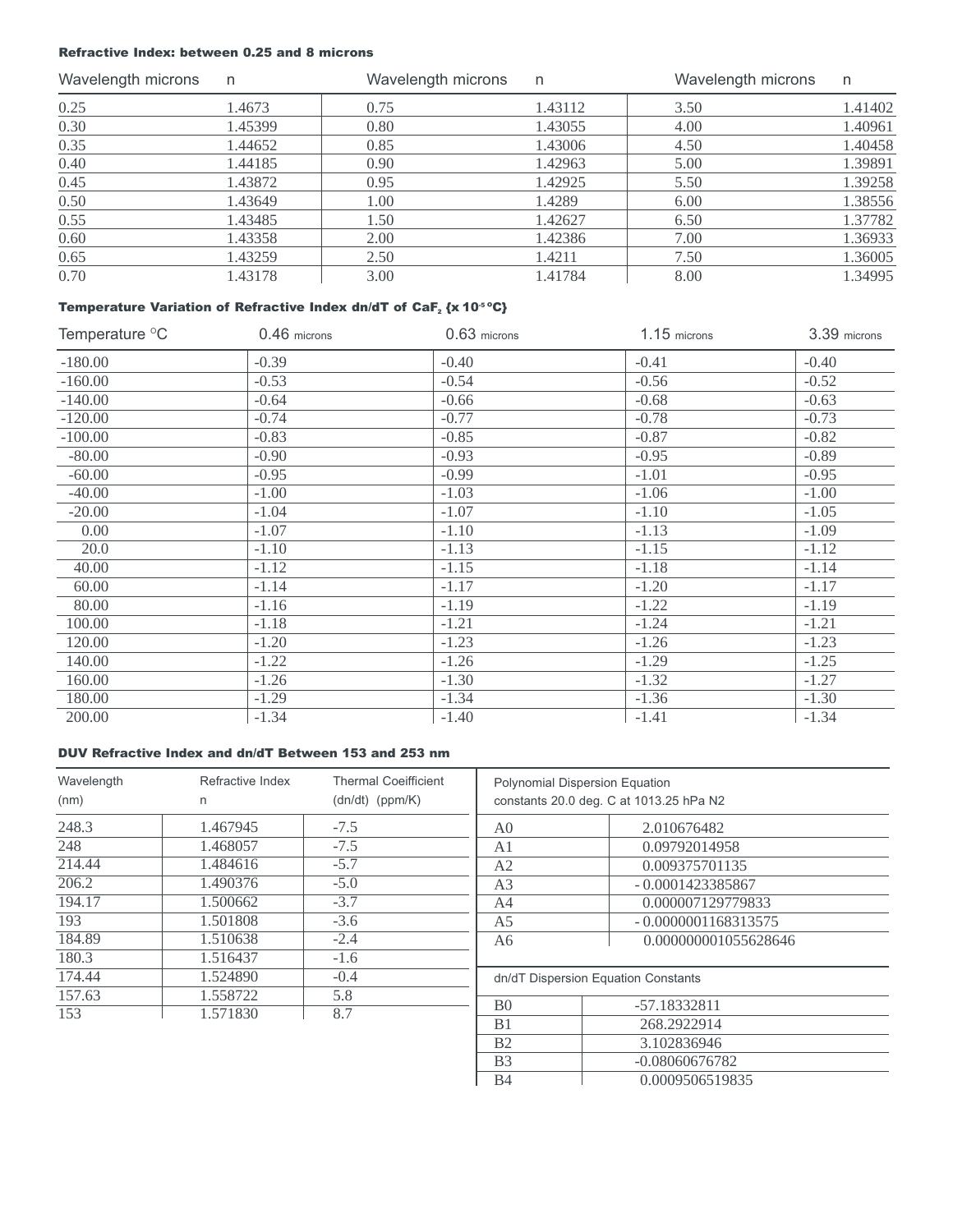### Refractive Index: between 0.25 and 8 microns

| Wavelength microns | n | Wavelength microns | n | Wavelength microns | n |
|---|---|---|---|---|---|
| 0.25 | 1.4673 | 0.75 | 1.43112 | 3.50 | 1.41402 |
| 0.30 | 1.45399 | 0.80 | 1.43055 | 4.00 | 1.40961 |
| 0.35 | 1.44652 | 0.85 | 1.43006 | 4.50 | 1.40458 |
| 0.40 | 1.44185 | 0.90 | 1.42963 | 5.00 | 1.39891 |
| 0.45 | 1.43872 | 0.95 | 1.42925 | 5.50 | 1.39258 |
| 0.50 | 1.43649 | 1.00 | 1.4289 | 6.00 | 1.38556 |
| 0.55 | 1.43485 | 1.50 | 1.42627 | 6.50 | 1.37782 |
| 0.60 | 1.43358 | 2.00 | 1.42386 | 7.00 | 1.36933 |
| 0.65 | 1.43259 | 2.50 | 1.4211 | 7.50 | 1.36005 |
| 0.70 | 1.43178 | 3.00 | 1.41784 | 8.00 | 1.34995 |

### Temperature Variation of Refractive Index dn/dT of $CaF_2$ {x $10^{-5}$ °C}

| Temperature °C | 0.46 microns | 0.63 microns | 1.15 microns | 3.39 microns |
|---|---|---|---|---|
| -180.00 | -0.39 | -0.40 | -0.41 | -0.40 |
| -160.00 | -0.53 | -0.54 | -0.56 | -0.52 |
| -140.00 | -0.64 | -0.66 | -0.68 | -0.63 |
| -120.00 | -0.74 | -0.77 | -0.78 | -0.73 |
| -100.00 | -0.83 | -0.85 | -0.87 | -0.82 |
| -80.00 | -0.90 | -0.93 | -0.95 | -0.89 |
| -60.00 | -0.95 | -0.99 | -1.01 | -0.95 |
| -40.00 | -1.00 | -1.03 | -1.06 | -1.00 |
| -20.00 | -1.04 | -1.07 | -1.10 | -1.05 |
| 0.00 | -1.07 | -1.10 | -1.13 | -1.09 |
| 20.0 | -1.10 | -1.13 | -1.15 | -1.12 |
| 40.00 | -1.12 | -1.15 | -1.18 | -1.14 |
| 60.00 | -1.14 | -1.17 | -1.20 | -1.17 |
| 80.00 | -1.16 | -1.19 | -1.22 | -1.19 |
| 100.00 | -1.18 | -1.21 | -1.24 | -1.21 |
| 120.00 | -1.20 | -1.23 | -1.26 | -1.23 |
| 140.00 | -1.22 | -1.26 | -1.29 | -1.25 |
| 160.00 | -1.26 | -1.30 | -1.32 | -1.27 |
| 180.00 | -1.29 | -1.34 | -1.36 | -1.30 |
| 200.00 | -1.34 | -1.40 | -1.41 | -1.34 |

### DUV Refractive Index and dn/dT Between 153 and 253 nm

| Wavelength (nm) | Refractive Index n | Thermal Coeifficient (dn/dt) (ppm/K) |
|---|---|---|
| 248.3 | 1.467945 | -7.5 |
| 248 | 1.468057 | -7.5 |
| 214.44 | 1.484616 | -5.7 |
| 206.2 | 1.490376 | -5.0 |
| 194.17 | 1.500662 | -3.7 |
| 193 | 1.501808 | -3.6 |
| 184.89 | 1.510638 | -2.4 |
| 180.3 | 1.516437 | -1.6 |
| 174.44 | 1.524890 | -0.4 |
| 157.63 | 1.558722 | 5.8 |
| 153 | 1.571830 | 8.7 |

| Polynomial Dispersion Equation constants 20.0 deg. C at 1013.25 hPa N2 | |
|---|---|
| A0 | 2.010676482 |
| A1 | 0.09792014958 |
| A2 | 0.009375701135 |
| A3 | - 0.0001423385867 |
| A4 | 0.000007129779833 |
| A5 | - 0.0000001168313575 |
| A6 | 0.000000001055628646 |

| dn/dT Dispersion Equation Constants | |
|---|---|
| B0 | -57.18332811 |
| B1 | 268.2922914 |
| B2 | 3.102836946 |
| B3 | -0.08060676782 |
| B4 | 0.0009506519835 |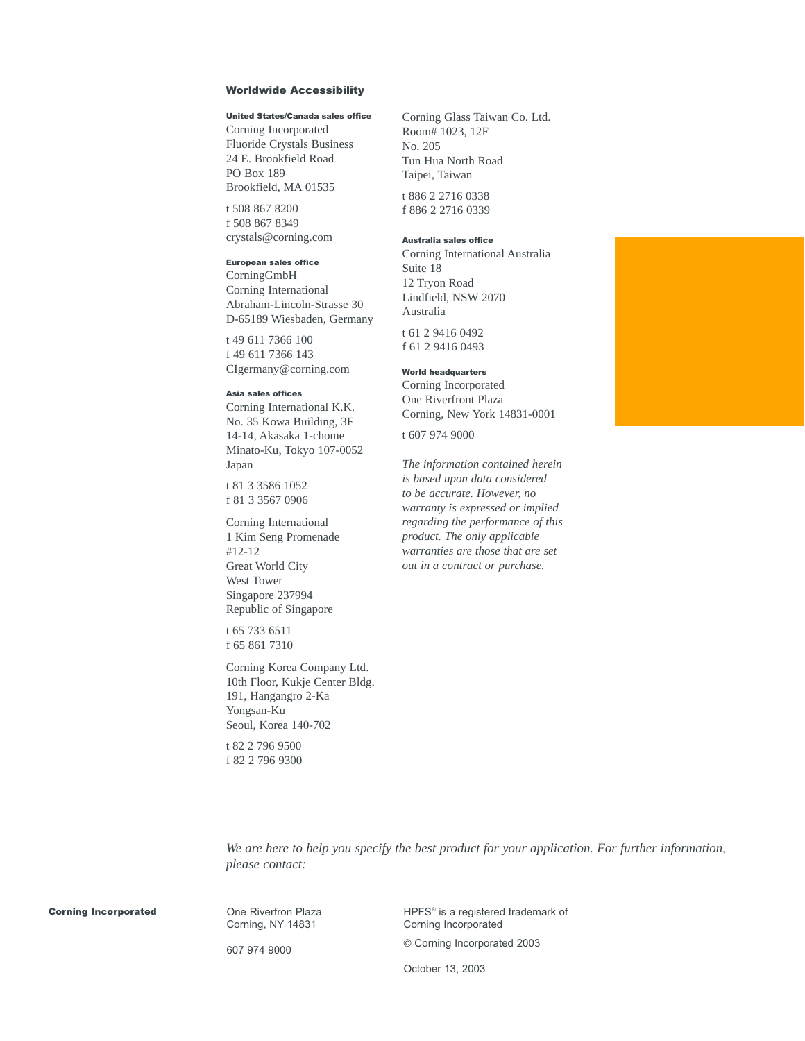## Worldwide Accessibility

**United States/Canada sales office**
Corning Incorporated
Fluoride Crystals Business
24 E. Brookfield Road
PO Box 189
Brookfield, MA 01535

t 508 867 8200
f 508 867 8349
crystals@corning.com

**European sales office**
CorningGmbH
Corning International
Abraham-Lincoln-Strasse 30
D-65189 Wiesbaden, Germany

t 49 611 7366 100
f 49 611 7366 143
CIgermany@corning.com

**Asia sales offices**
Corning International K.K.
No. 35 Kowa Building, 3F
14-14, Akasaka 1-chome
Minato-Ku, Tokyo 107-0052
Japan

t 81 3 3586 1052
f 81 3 3567 0906

Corning International
1 Kim Seng Promenade
#12-12
Great World City
West Tower
Singapore 237994
Republic of Singapore

t 65 733 6511
f 65 861 7310

Corning Korea Company Ltd.
10th Floor, Kukje Center Bldg.
191, Hangangro 2-Ka
Yongsan-Ku
Seoul, Korea 140-702

t 82 2 796 9500
f 82 2 796 9300

Corning Glass Taiwan Co. Ltd.
Room# 1023, 12F
No. 205
Tun Hua North Road
Taipei, Taiwan

t 886 2 2716 0338
f 886 2 2716 0339

**Australia sales office**
Corning International Australia
Suite 18
12 Tryon Road
Lindfield, NSW 2070
Australia

t 61 2 9416 0492
f 61 2 9416 0493

**World headquarters**
Corning Incorporated
One Riverfront Plaza
Corning, New York 14831-0001

t 607 974 9000

*The information contained herein is based upon data considered to be accurate. However, no warranty is expressed or implied regarding the performance of this product. The only applicable warranties are those that are set out in a contract or purchase.*

*We are here to help you specify the best product for your application. For further information, please contact:*

**Corning Incorporated**

One Riverfron Plaza
Corning, NY 14831

607 974 9000

HPFS® is a registered trademark of Corning Incorporated

© Corning Incorporated 2003

October 13, 2003